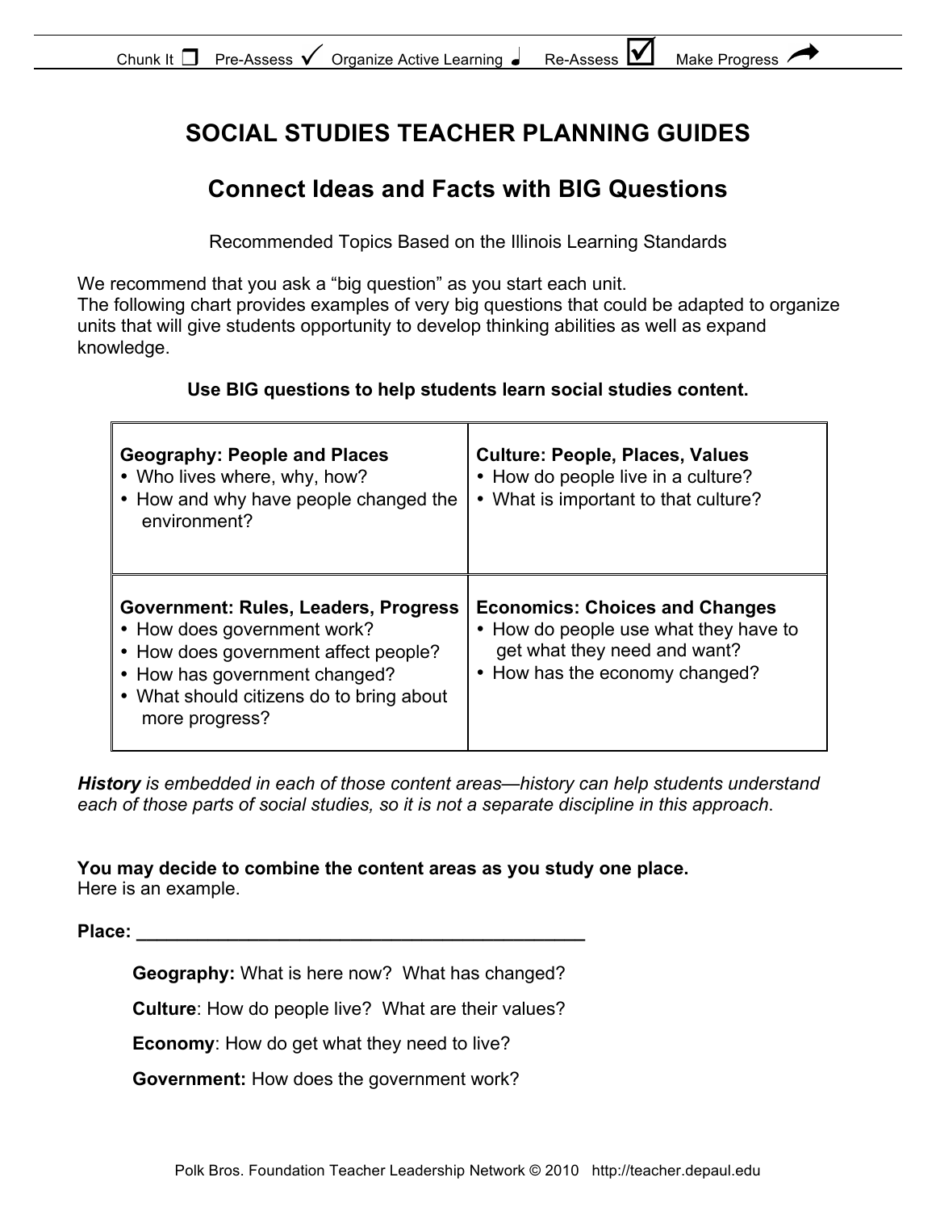Chunk It ❐ Pre-Assess ✓ Organize Active Learning ♩ Re-Assess ☑ Make Progress ➦

# SOCIAL STUDIES TEACHER PLANNING GUIDES

## Connect Ideas and Facts with BIG Questions

Recommended Topics Based on the Illinois Learning Standards

We recommend that you ask a "big question" as you start each unit.
The following chart provides examples of very big questions that could be adapted to organize units that will give students opportunity to develop thinking abilities as well as expand knowledge.

**Use BIG questions to help students learn social studies content.**

| | |
|---|---|
| **Geography: People and Places**<br>• Who lives where, why, how?<br>• How and why have people changed the environment? | **Culture: People, Places, Values**<br>• How do people live in a culture?<br>• What is important to that culture? |
| **Government: Rules, Leaders, Progress**<br>• How does government work?<br>• How does government affect people?<br>• How has government changed?<br>• What should citizens do to bring about more progress? | **Economics: Choices and Changes**<br>• How do people use what they have to get what they need and want?<br>• How has the economy changed? |

***History** is embedded in each of those content areas—history can help students understand each of those parts of social studies, so it is not a separate discipline in this approach*.

**You may decide to combine the content areas as you study one place.**
Here is an example.

**Place: _____________________________________________**

**Geography:** What is here now? What has changed?

**Culture**: How do people live? What are their values?

**Economy**: How do get what they need to live?

**Government:** How does the government work?

Polk Bros. Foundation Teacher Leadership Network © 2010 http://teacher.depaul.edu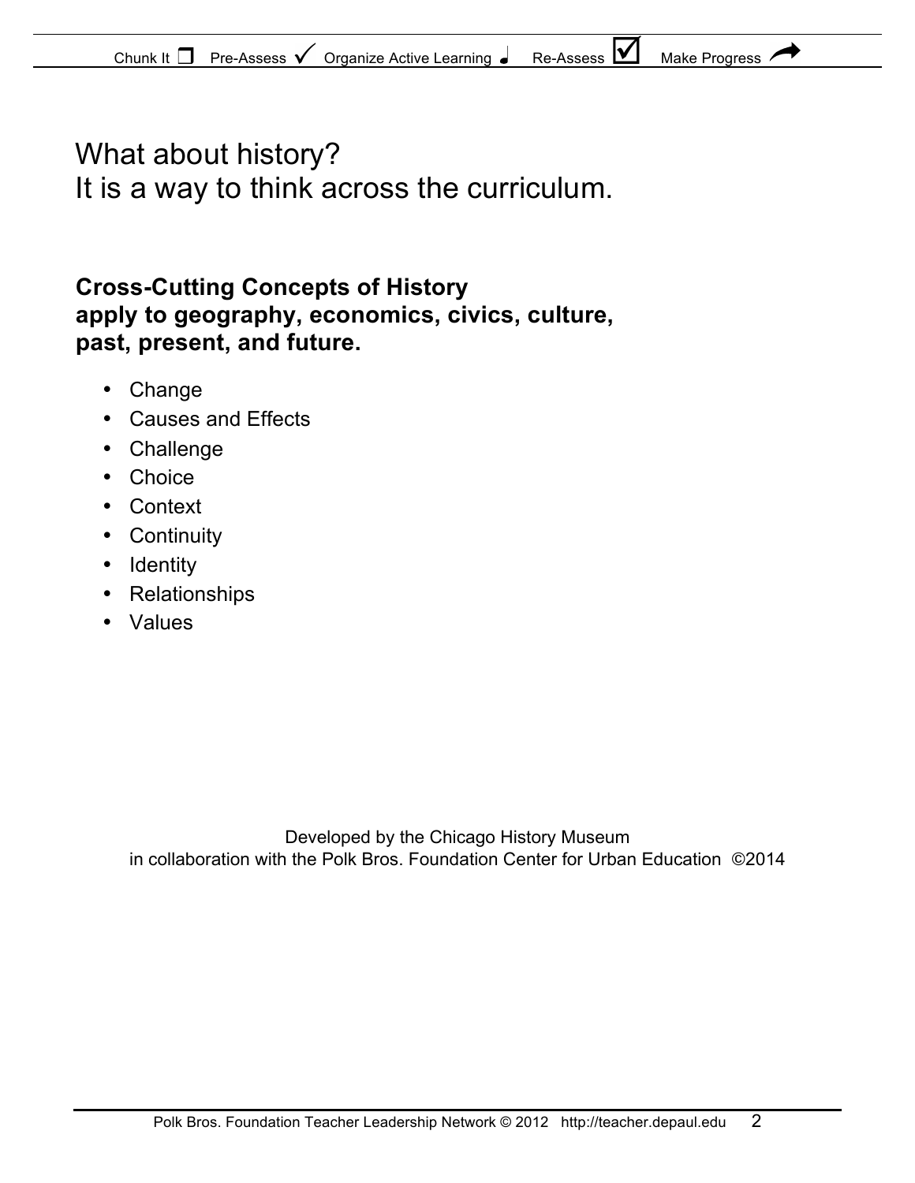# What about history?
# It is a way to think across the curriculum.

**Cross-Cutting Concepts of History apply to geography, economics, civics, culture, past, present, and future.**

- Change
- Causes and Effects
- Challenge
- Choice
- Context
- Continuity
- Identity
- Relationships
- Values

Developed by the Chicago History Museum in collaboration with the Polk Bros. Foundation Center for Urban Education ©2014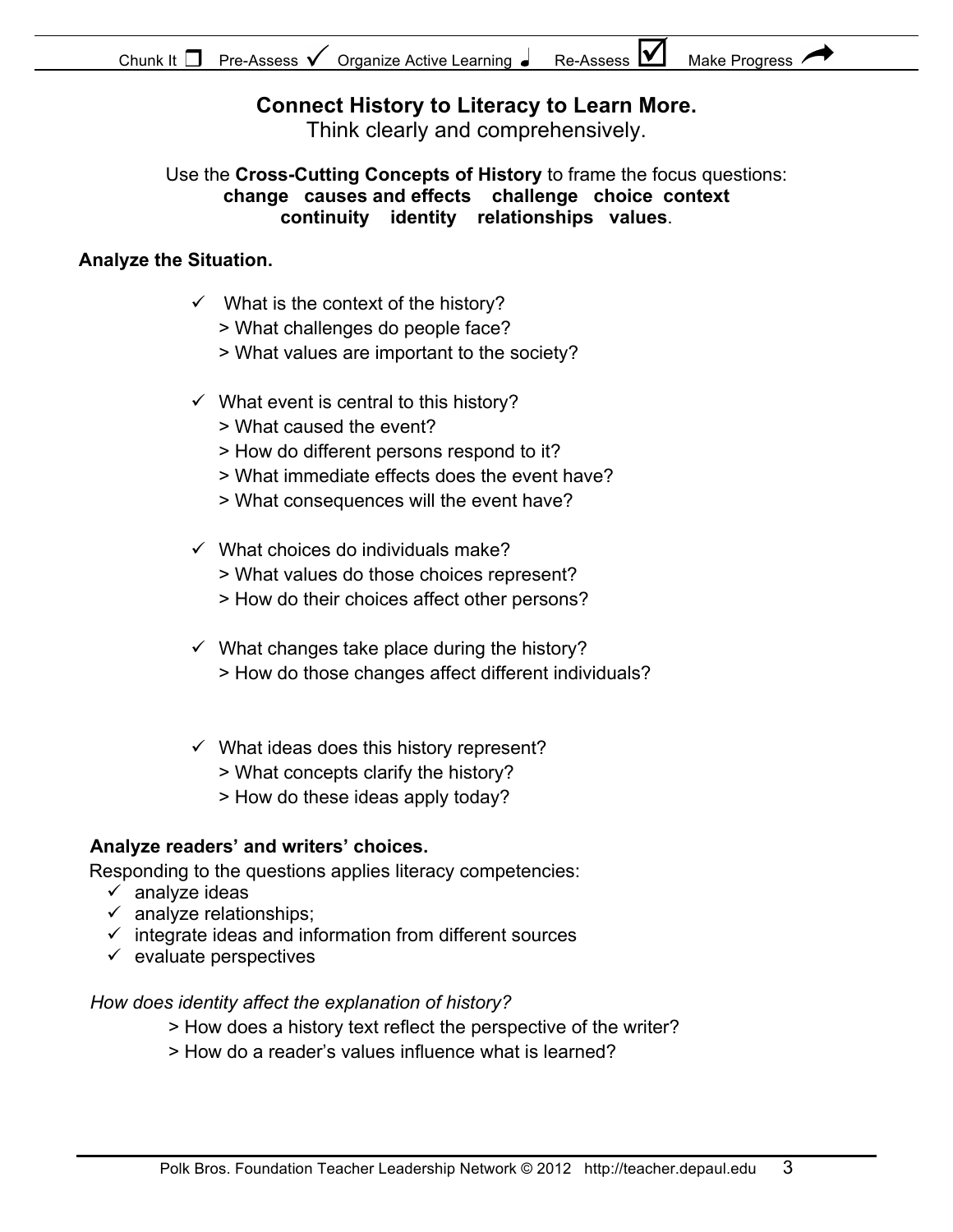Chunk It ❐ Pre-Assess ✓ Organize Active Learning ♩ Re-Assess ☑ Make Progress ➦

## Connect History to Literacy to Learn More.

Think clearly and comprehensively.

Use the **Cross-Cutting Concepts of History** to frame the focus questions:
**change causes and effects challenge choice context continuity identity relationships values**.

**Analyze the Situation.**

- ✓ What is the context of the history?
  > What challenges do people face?
  > What values are important to the society?

- ✓ What event is central to this history?
  > What caused the event?
  > How do different persons respond to it?
  > What immediate effects does the event have?
  > What consequences will the event have?

- ✓ What choices do individuals make?
  > What values do those choices represent?
  > How do their choices affect other persons?

- ✓ What changes take place during the history?
  > How do those changes affect different individuals?

- ✓ What ideas does this history represent?
  > What concepts clarify the history?
  > How do these ideas apply today?

**Analyze readers' and writers' choices.**

Responding to the questions applies literacy competencies:

- ✓ analyze ideas
- ✓ analyze relationships;
- ✓ integrate ideas and information from different sources
- ✓ evaluate perspectives

*How does identity affect the explanation of history?*

> How does a history text reflect the perspective of the writer?
> How do a reader's values influence what is learned?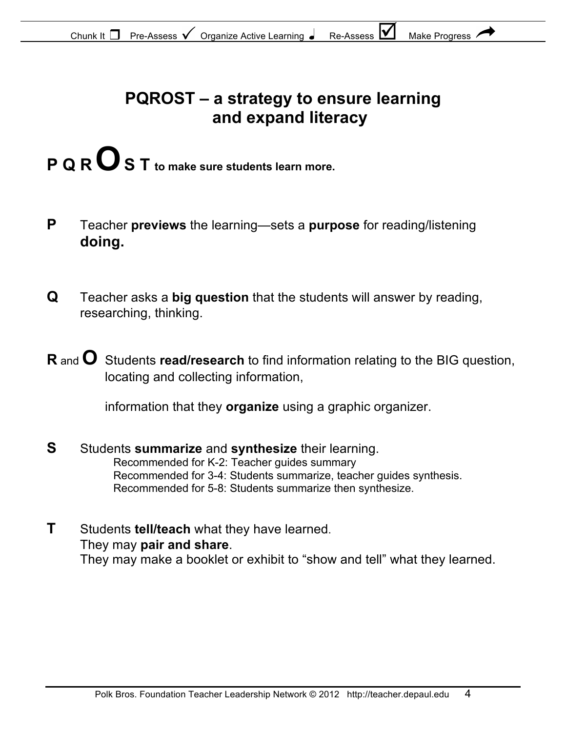# PQROST – a strategy to ensure learning and expand literacy

**P Q R O S T** **to make sure students learn more.**

**P** Teacher **previews** the learning—sets a **purpose** for reading/listening **doing.**

**Q** Teacher asks a **big question** that the students will answer by reading, researching, thinking.

**R** and **O** Students **read/research** to find information relating to the BIG question, locating and collecting information,

information that they **organize** using a graphic organizer.

**S** Students **summarize** and **synthesize** their learning.
- Recommended for K-2: Teacher guides summary
- Recommended for 3-4: Students summarize, teacher guides synthesis.
- Recommended for 5-8: Students summarize then synthesize.

**T** Students **tell/teach** what they have learned.
They may **pair and share**.
They may make a booklet or exhibit to "show and tell" what they learned.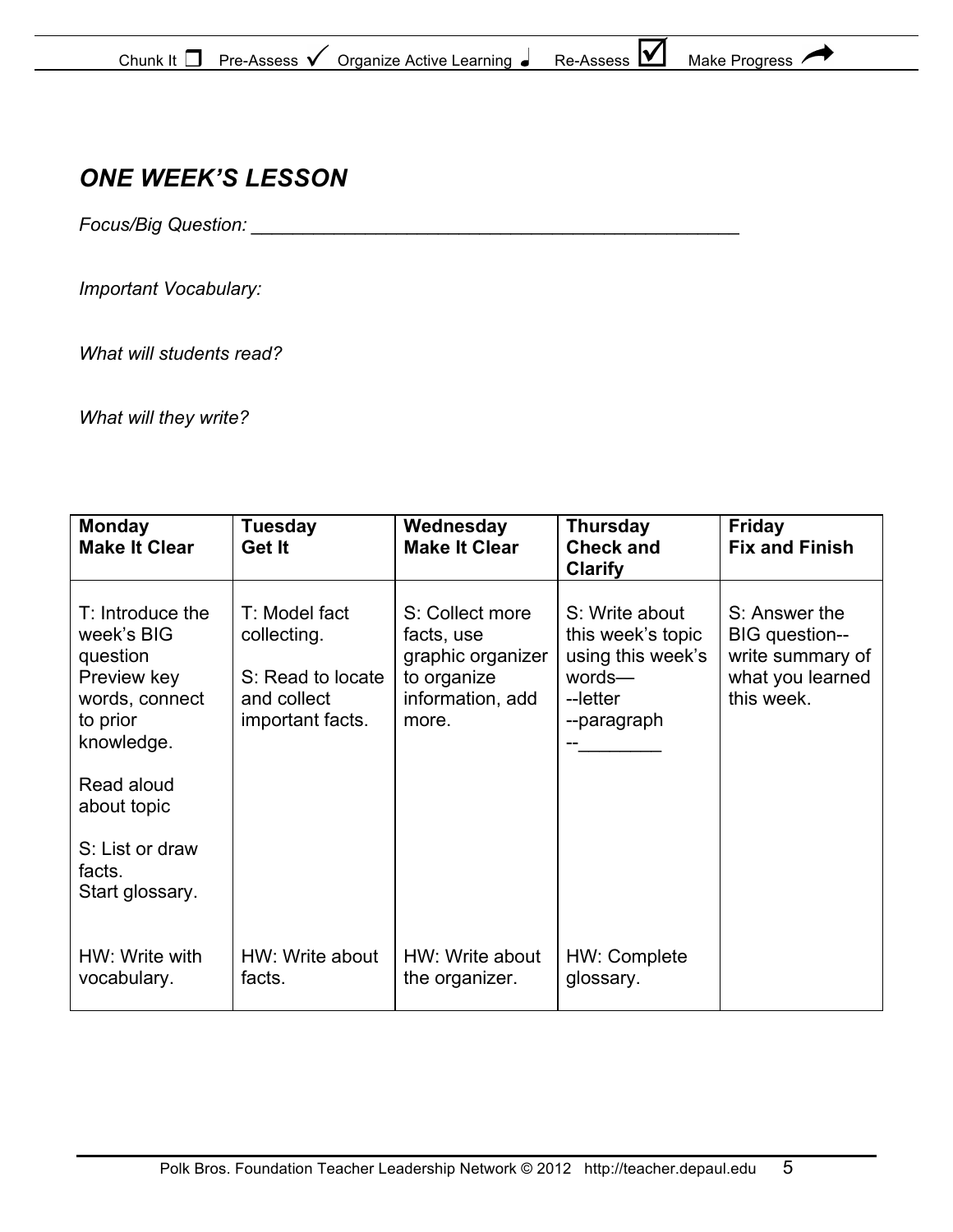## *ONE WEEK'S LESSON*

*Focus/Big Question:* ________________________________________________

*Important Vocabulary:*

*What will students read?*

*What will they write?*

| **Monday Make It Clear** | **Tuesday Get It** | **Wednesday Make It Clear** | **Thursday Check and Clarify** | **Friday Fix and Finish** |
|---|---|---|---|---|
| T: Introduce the week's BIG question Preview key words, connect to prior knowledge.<br><br>Read aloud about topic<br><br>S: List or draw facts.<br>Start glossary. | T: Model fact collecting.<br><br>S: Read to locate and collect important facts. | S: Collect more facts, use graphic organizer to organize information, add more. | S: Write about this week's topic using this week's words—<br>--letter<br>--paragraph<br>--________ | S: Answer the BIG question--write summary of what you learned this week. |
| HW: Write with vocabulary. | HW: Write about facts. | HW: Write about the organizer. | HW: Complete glossary. | |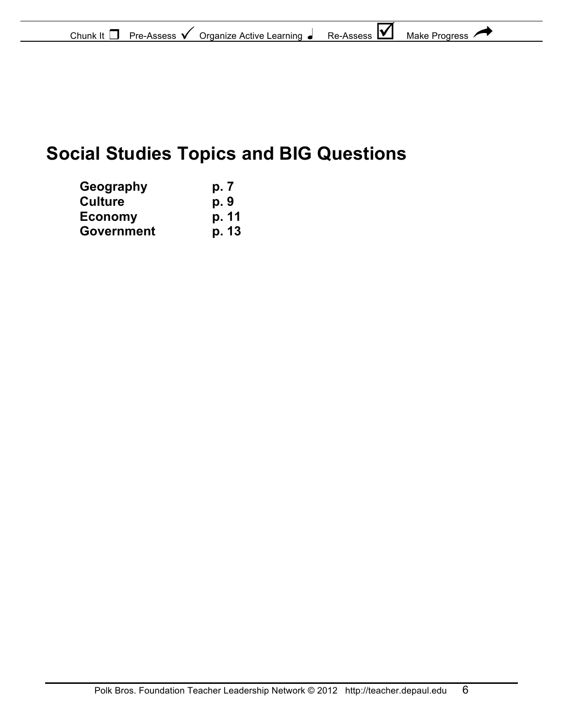# Social Studies Topics and BIG Questions

| | |
|---|---|
| **Geography** | **p. 7** |
| **Culture** | **p. 9** |
| **Economy** | **p. 11** |
| **Government** | **p. 13** |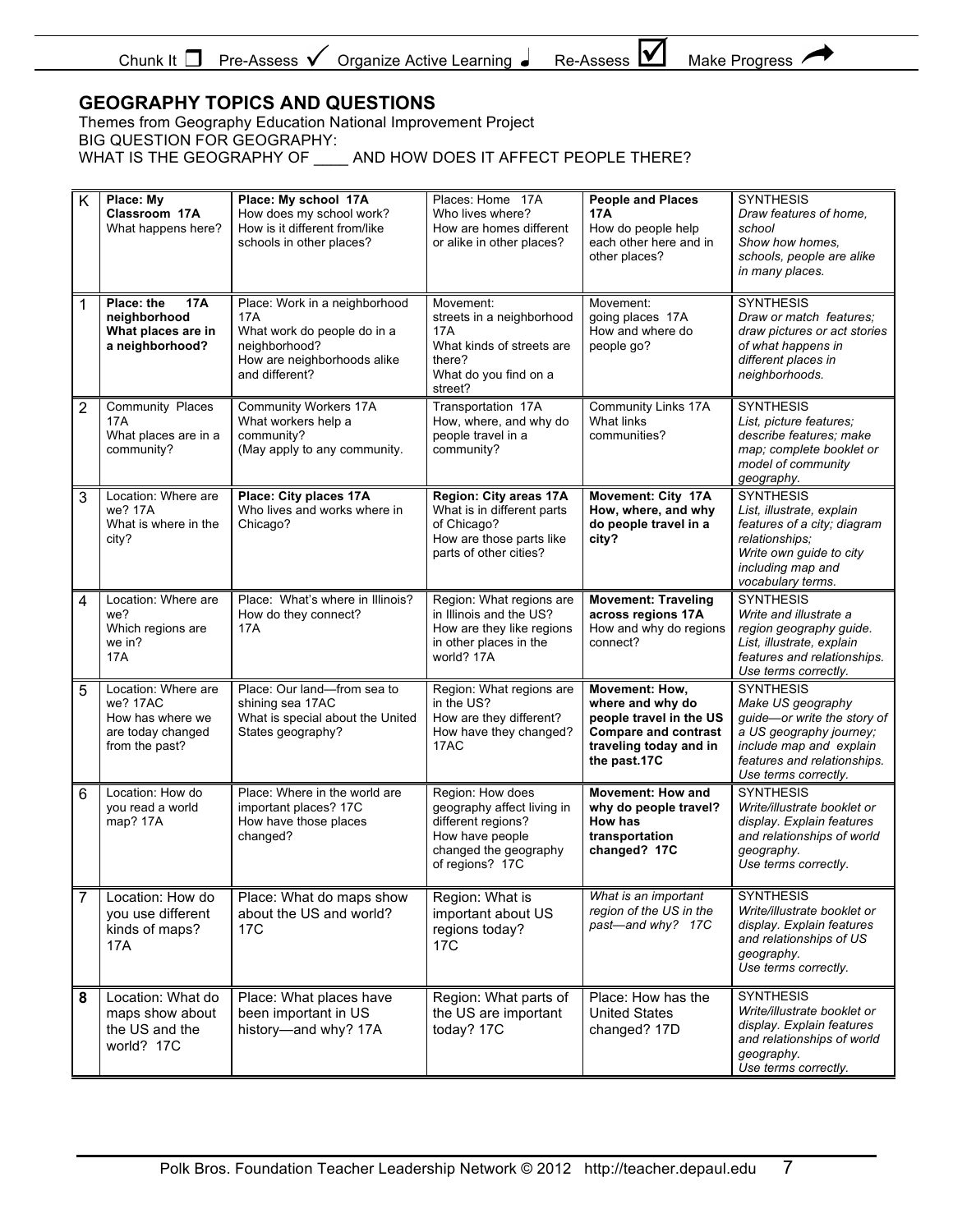Chunk It ❒ Pre-Assess ✓ Organize Active Learning ♩ Re-Assess ☑ Make Progress ➚

## GEOGRAPHY TOPICS AND QUESTIONS

Themes from Geography Education National Improvement Project
BIG QUESTION FOR GEOGRAPHY:
WHAT IS THE GEOGRAPHY OF ____ AND HOW DOES IT AFFECT PEOPLE THERE?

| | | | | | |
|---|---|---|---|---|---|
| K | **Place: My Classroom 17A** What happens here? | **Place: My school 17A** How does my school work? How is it different from/like schools in other places? | Places: Home 17A Who lives where? How are homes different or alike in other places? | **People and Places 17A** How do people help each other here and in other places? | SYNTHESIS *Draw features of home, school Show how homes, schools, people are alike in many places.* |
| 1 | **Place: the 17A neighborhood What places are in a neighborhood?** | Place: Work in a neighborhood 17A What work do people do in a neighborhood? How are neighborhoods alike and different? | Movement: streets in a neighborhood 17A What kinds of streets are there? What do you find on a street? | Movement: going places 17A How and where do people go? | SYNTHESIS *Draw or match features; draw pictures or act stories of what happens in different places in neighborhoods.* |
| 2 | Community Places 17A What places are in a community? | Community Workers 17A What workers help a community? (May apply to any community. | Transportation 17A How, where, and why do people travel in a community? | Community Links 17A What links communities? | SYNTHESIS *List, picture features; describe features; make map; complete booklet or model of community geography.* |
| 3 | Location: Where are we? 17A What is where in the city? | **Place: City places 17A** Who lives and works where in Chicago? | **Region: City areas 17A** What is in different parts of Chicago? How are those parts like parts of other cities? | **Movement: City 17A How, where, and why do people travel in a city?** | SYNTHESIS *List, illustrate, explain features of a city; diagram relationships; Write own guide to city including map and vocabulary terms.* |
| 4 | Location: Where are we? Which regions are we in? 17A | Place: What's where in Illinois? How do they connect? 17A | Region: What regions are in Illinois and the US? How are they like regions in other places in the world? 17A | **Movement: Traveling across regions 17A** How and why do regions connect? | SYNTHESIS *Write and illustrate a region geography guide. List, illustrate, explain features and relationships. Use terms correctly.* |
| 5 | Location: Where are we? 17AC How has where we are today changed from the past? | Place: Our land—from sea to shining sea 17AC What is special about the United States geography? | Region: What regions are in the US? How are they different? How have they changed? 17AC | **Movement: How, where and why do people travel in the US Compare and contrast traveling today and in the past.17C** | SYNTHESIS *Make US geography guide—or write the story of a US geography journey; include map and explain features and relationships. Use terms correctly.* |
| 6 | Location: How do you read a world map? 17A | Place: Where in the world are important places? 17C How have those places changed? | Region: How does geography affect living in different regions? How have people changed the geography of regions? 17C | **Movement: How and why do people travel? How has transportation changed? 17C** | SYNTHESIS *Write/illustrate booklet or display. Explain features and relationships of world geography. Use terms correctly.* |
| 7 | Location: How do you use different kinds of maps? 17A | Place: What do maps show about the US and world? 17C | Region: What is important about US regions today? 17C | *What is an important region of the US in the past—and why? 17C* | SYNTHESIS *Write/illustrate booklet or display. Explain features and relationships of US geography. Use terms correctly.* |
| **8** | Location: What do maps show about the US and the world? 17C | Place: What places have been important in US history—and why? 17A | Region: What parts of the US are important today? 17C | Place: How has the United States changed? 17D | SYNTHESIS *Write/illustrate booklet or display. Explain features and relationships of world geography. Use terms correctly.* |

Polk Bros. Foundation Teacher Leadership Network © 2012 http://teacher.depaul.edu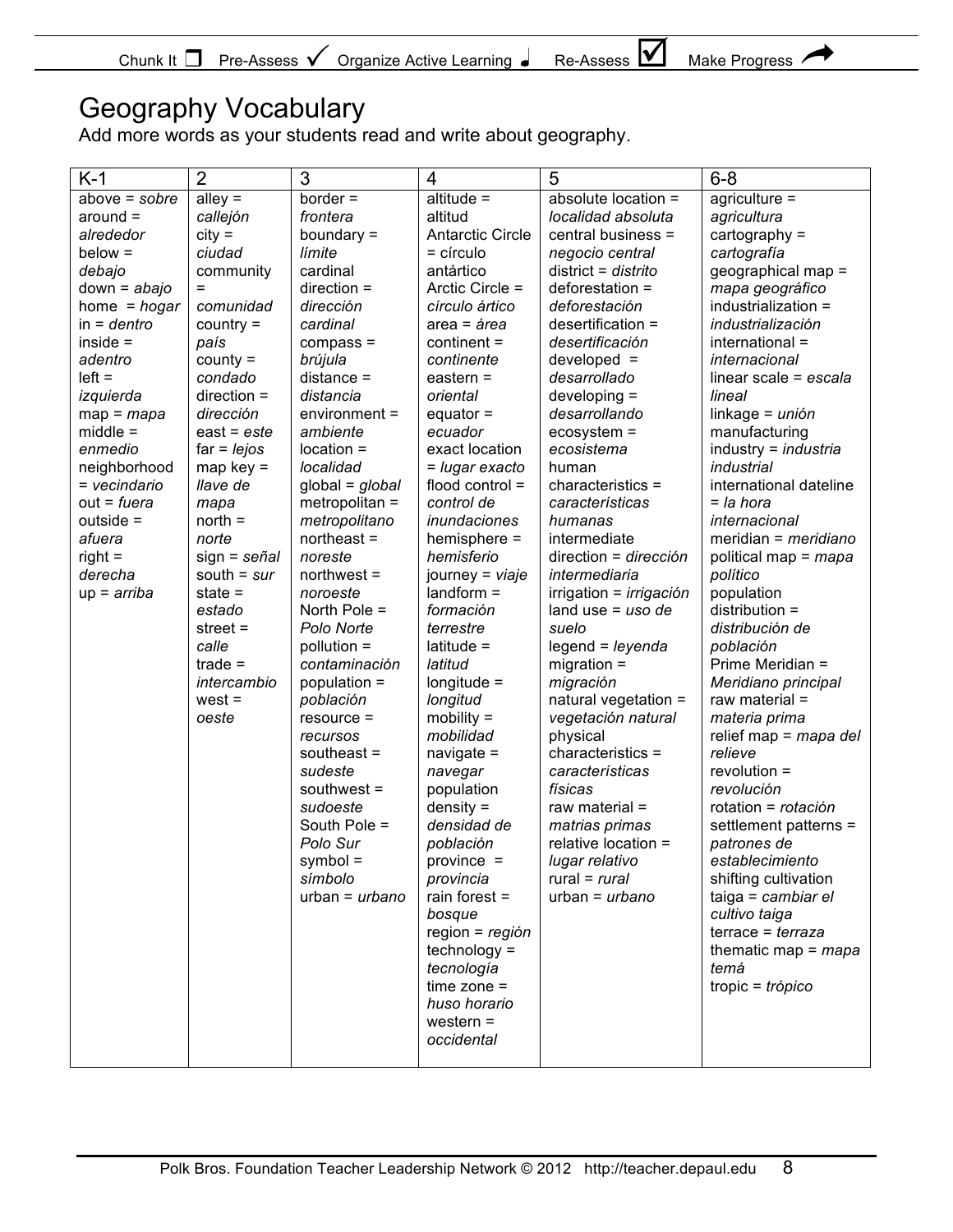Chunk It ❐ Pre-Assess ✓ Organize Active Learning ♩ Re-Assess ☑ Make Progress ➦

# Geography Vocabulary

Add more words as your students read and write about geography.

| K-1 | 2 | 3 | 4 | 5 | 6-8 |
|---|---|---|---|---|---|
| above = *sobre* | alley = *callejón* | border = *frontera* | altitude = altitud | absolute location = *localidad absoluta* | agriculture = *agricultura* |
| around = *alrededor* | city = *ciudad* | boundary = *límite* | Antarctic Circle = círculo antártico | central business = *negocio central* | cartography = *cartografía* |
| below = *debajo* | community = *comunidad* | cardinal direction = *dirección cardinal* | Arctic Circle = *círculo ártico* | district = *distrito* | geographical map = *mapa geográfico* |
| down = *abajo* | country = *país* | compass = *brújula* | area = *área* | deforestation = *deforestación* | industrialization = *industrialización* |
| home = *hogar* | county = *condado* | distance = *distancia* | continent = *continente* | desertification = *desertificación* | international = *internacional* |
| in = *dentro* | direction = *dirección* | environment = *ambiente* | eastern = *oriental* | developed = *desarrollado* | linear scale = *escala lineal* |
| inside = *adentro* | east = *este* | location = *localidad* | equator = *ecuador* | developing = *desarrollando* | linkage = *unión* |
| left = *izquierda* | far = *lejos* | global = *global* | exact location = *lugar exacto* | ecosystem = *ecosistema* | manufacturing industry = *industria industrial* |
| map = *mapa* | map key = *llave de mapa* | metropolitan = *metropolitano* | flood control = *control de inundaciones* | human characteristics = *características humanas* | international dateline = *la hora internacional* |
| middle = *enmedio* | north = *norte* | northeast = *noreste* | hemisphere = *hemisferio* | intermediate direction = *dirección intermediaria* | meridian = *meridiano* |
| neighborhood = *vecindario* | sign = *señal* | northwest = *noroeste* | journey = *viaje* | irrigation = *irrigación* | political map = *mapa político* |
| out = *fuera* | south = *sur* | North Pole = *Polo Norte* | landform = *formación terrestre* | land use = *uso de suelo* | population distribution = *distribución de población* |
| outside = *afuera* | state = *estado* | pollution = *contaminación* | latitude = *latitud* | legend = *leyenda* | Prime Meridian = *Meridiano principal* |
| right = *derecha* | street = *calle* | population = *población* | longitude = *longitud* | migration = *migración* | raw material = *materia prima* |
| up = *arriba* | trade = *intercambio* | resource = *recursos* | mobility = *mobilidad* | natural vegetation = *vegetación natural* | relief map = *mapa del relieve* |
| | west = *oeste* | southeast = *sudeste* | navigate = *navegar* | physical characteristics = *características físicas* | revolution = *revolución* |
| | | southwest = *sudoeste* | population density = *densidad de población* | raw material = *matrias primas* | rotation = *rotación* |
| | | South Pole = *Polo Sur* | province = *provincia* | relative location = *lugar relativo* | settlement patterns = *patrones de establecimiento* |
| | | symbol = *símbolo* | rain forest = *bosque* | rural = *rural* | shifting cultivation taiga = *cambiar el cultivo taiga* |
| | | urban = *urbano* | region = *región* | urban = *urbano* | terrace = *terraza* |
| | | | technology = *tecnología* | | thematic map = *mapa temá* |
| | | | time zone = *huso horario* | | tropic = *trópico* |
| | | | western = *occidental* | | |

Polk Bros. Foundation Teacher Leadership Network © 2012 http://teacher.depaul.edu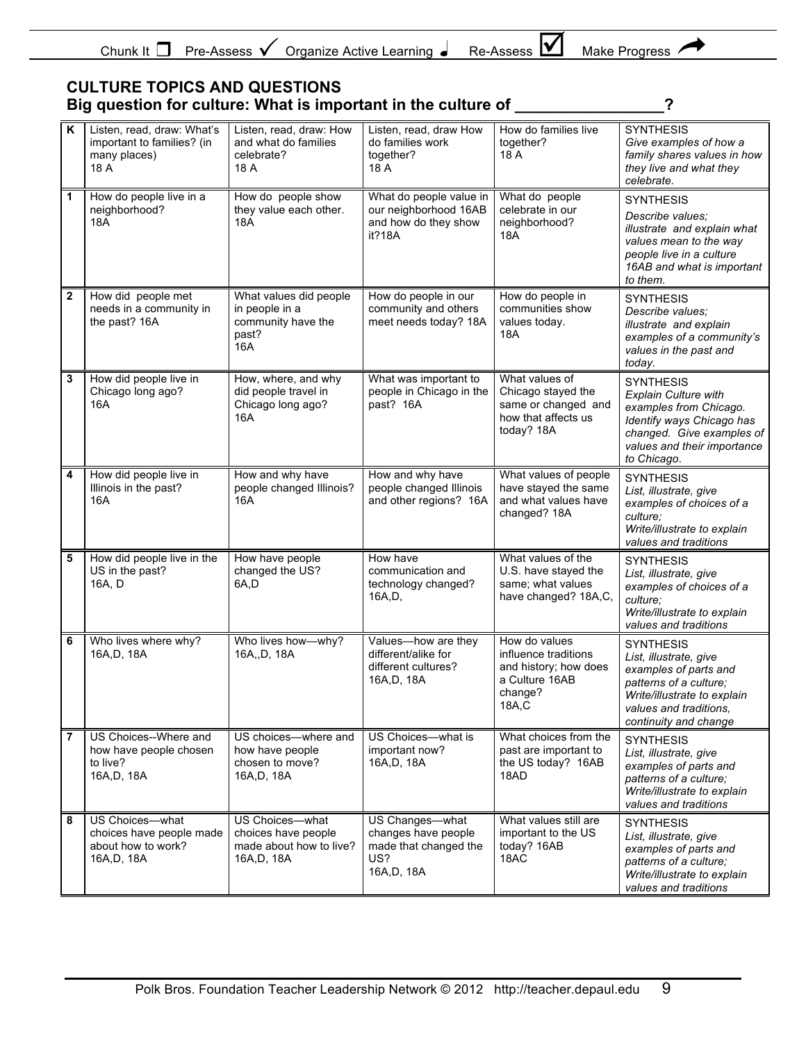Chunk It ☐ Pre-Assess ✓ Organize Active Learning ♩ Re-Assess ☑ Make Progress ➦

## CULTURE TOPICS AND QUESTIONS

**Big question for culture: What is important in the culture of _________________?**

| | | | | | |
|---|---|---|---|---|---|
| **K** | Listen, read, draw: What's important to families? (in many places) 18 A | Listen, read, draw: How and what do families celebrate? 18 A | Listen, read, draw How do families work together? 18 A | How do families live together? 18 A | SYNTHESIS *Give examples of how a family shares values in how they live and what they celebrate.* |
| **1** | How do people live in a neighborhood? 18A | How do people show they value each other. 18A | What do people value in our neighborhood 16AB and how do they show it?18A | What do people celebrate in our neighborhood? 18A | SYNTHESIS *Describe values; illustrate and explain what values mean to the way people live in a culture 16AB and what is important to them.* |
| **2** | How did people met needs in a community in the past? 16A | What values did people in people in a community have the past? 16A | How do people in our community and others meet needs today? 18A | How do people in communities show values today. 18A | SYNTHESIS *Describe values; illustrate and explain examples of a community's values in the past and today.* |
| **3** | How did people live in Chicago long ago? 16A | How, where, and why did people travel in Chicago long ago? 16A | What was important to people in Chicago in the past? 16A | What values of Chicago stayed the same or changed and how that affects us today? 18A | SYNTHESIS *Explain Culture with examples from Chicago. Identify ways Chicago has changed. Give examples of values and their importance to Chicago.* |
| **4** | How did people live in Illinois in the past? 16A | How and why have people changed Illinois? 16A | How and why have people changed Illinois and other regions? 16A | What values of people have stayed the same and what values have changed? 18A | SYNTHESIS *List, illustrate, give examples of choices of a culture; Write/illustrate to explain values and traditions* |
| **5** | How did people live in the US in the past? 16A, D | How have people changed the US? 6A,D | How have communication and technology changed? 16A,D, | What values of the U.S. have stayed the same; what values have changed? 18A,C, | SYNTHESIS *List, illustrate, give examples of choices of a culture; Write/illustrate to explain values and traditions* |
| **6** | Who lives where why? 16A,D, 18A | Who lives how—why? 16A,,D, 18A | Values—how are they different/alike for different cultures? 16A,D, 18A | How do values influence traditions and history; how does a Culture 16AB change? 18A,C | SYNTHESIS *List, illustrate, give examples of parts and patterns of a culture; Write/illustrate to explain values and traditions, continuity and change* |
| **7** | US Choices--Where and how have people chosen to live? 16A,D, 18A | US choices—where and how have people chosen to move? 16A,D, 18A | US Choices—what is important now? 16A,D, 18A | What choices from the past are important to the US today? 16AB 18AD | SYNTHESIS *List, illustrate, give examples of parts and patterns of a culture; Write/illustrate to explain values and traditions* |
| **8** | US Choices—what choices have people made about how to work? 16A,D, 18A | US Choices—what choices have people made about how to live? 16A,D, 18A | US Changes—what changes have people made that changed the US? 16A,D, 18A | What values still are important to the US today? 16AB 18AC | SYNTHESIS *List, illustrate, give examples of parts and patterns of a culture; Write/illustrate to explain values and traditions* |

Polk Bros. Foundation Teacher Leadership Network © 2012 http://teacher.depaul.edu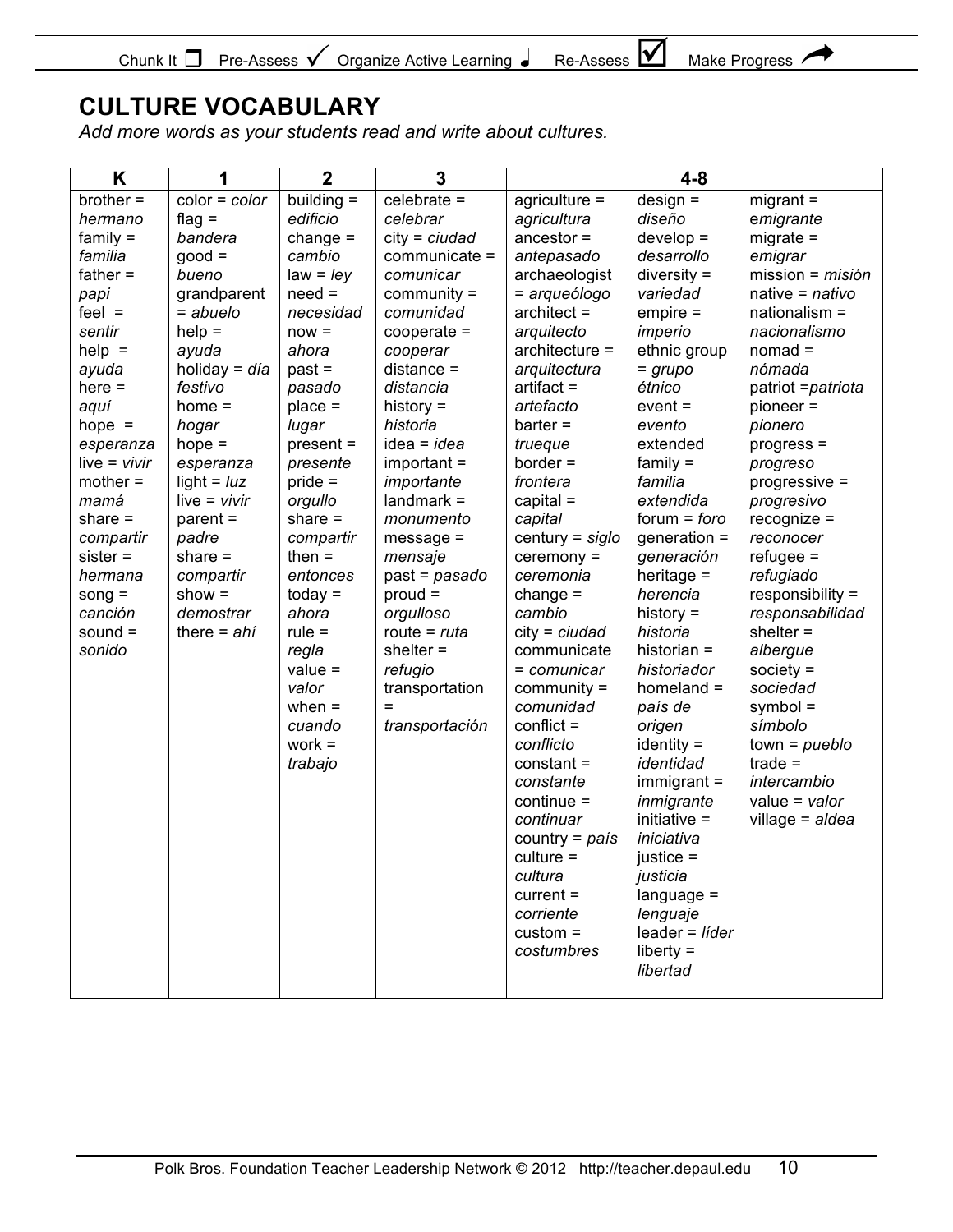# CULTURE VOCABULARY

*Add more words as your students read and write about cultures.*

| K | 1 | 2 | 3 | 4-8 | | |
|---|---|---|---|---|---|---|
| brother = *hermano* | color = *color* | building = *edificio* | celebrate = *celebrar* | agriculture = *agricultura* | design = *diseño* | migrant = *emigrante* |
| family = *familia* | flag = *bandera* | change = *cambio* | city = *ciudad* | ancestor = *antepasado* | develop = *desarrollo* | migrate = *emigrar* |
| father = *papi* | good = *bueno* | law = *ley* | communicate = *comunicar* | archaeologist = *arqueólogo* | diversity = *variedad* | mission = *misión* |
| feel = *sentir* | grandparent = *abuelo* | need = *necesidad* | community = *comunidad* | architect = *arquitecto* | empire = *imperio* | native = *nativo* |
| help = *ayuda* | help = *ayuda* | now = *ahora* | cooperate = *cooperar* | architecture = *arquitectura* | ethnic group = *grupo étnico* | nationalism = *nacionalismo* |
| here = *aquí* | holiday = *día festivo* | past = *pasado* | distance = *distancia* | artifact = *artefacto* | event = *evento* | nomad = *nómada* |
| hope = *esperanza* | home = *hogar* | place = *lugar* | history = *historia* | barter = *trueque* | extended family = *familia extendida* | patriot =*patriota* |
| live = *vivir* | hope = *esperanza* | present = *presente* | idea = *idea* | border = *frontera* | forum = *foro* | pioneer = *pionero* |
| mother = *mamá* | light = *luz* | pride = *orgullo* | important = *importante* | capital = *capital* | generation = *generación* | progress = *progreso* |
| share = *compartir* | live = *vivir* | share = *compartir* | landmark = *monumento* | century = *siglo* | heritage = *herencia* | progressive = *progresivo* |
| sister = *hermana* | parent = *padre* | then = *entonces* | message = *mensaje* | ceremony = *ceremonia* | history = *historia* | recognize = *reconocer* |
| song = *canción* | share = *compartir* | today = *ahora* | past = *pasado* | change = *cambio* | historian = *historiador* | refugee = *refugiado* |
| sound = *sonido* | show = *demostrar* | rule = *regla* | proud = *orgulloso* | city = *ciudad* | homeland = *país de origen* | responsibility = *responsabilidad* |
| | there = *ahí* | value = *valor* | route = *ruta* | communicate = *comunicar* | identity = *identidad* | shelter = *albergue* |
| | | when = *cuando* | shelter = *refugio* | community = *comunidad* | immigrant = *inmigrante* | society = *sociedad* |
| | | work = *trabajo* | transportation = *transportación* | conflict = *conflicto* | initiative = *iniciativa* | symbol = *símbolo* |
| | | | | constant = *constante* | justice = *justicia* | town = *pueblo* |
| | | | | continue = *continuar* | language = *lenguaje* | trade = *intercambio* |
| | | | | country = *país* | leader = *líder* | value = *valor* |
| | | | | culture = *cultura* | liberty = *libertad* | village = *aldea* |
| | | | | current = *corriente* | | |
| | | | | custom = *costumbres* | | |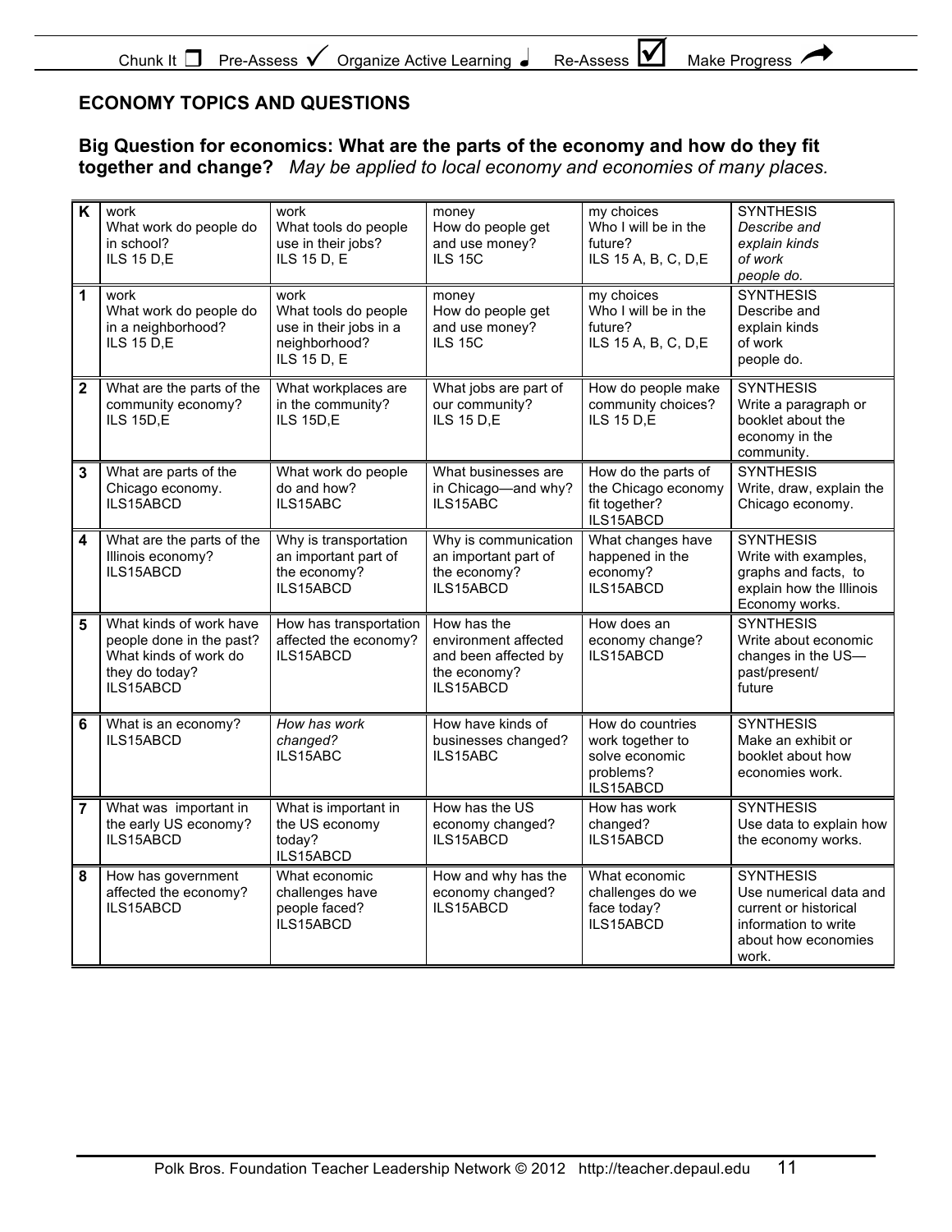Chunk It ❐ Pre-Assess ✓ Organize Active Learning ♩ Re-Assess ☑ Make Progress ➦

## ECONOMY TOPICS AND QUESTIONS

**Big Question for economics: What are the parts of the economy and how do they fit together and change?** *May be applied to local economy and economies of many places.*

| | | | | | |
|---|---|---|---|---|---|
| **K** | work<br>What work do people do in school?<br>ILS 15 D,E | work<br>What tools do people use in their jobs?<br>ILS 15 D, E | money<br>How do people get and use money?<br>ILS 15C | my choices<br>Who I will be in the future?<br>ILS 15 A, B, C, D,E | SYNTHESIS<br>*Describe and explain kinds of work people do.* |
| **1** | work<br>What work do people do in a neighborhood?<br>ILS 15 D,E | work<br>What tools do people use in their jobs in a neighborhood?<br>ILS 15 D, E | money<br>How do people get and use money?<br>ILS 15C | my choices<br>Who I will be in the future?<br>ILS 15 A, B, C, D,E | SYNTHESIS<br>Describe and explain kinds of work people do. |
| **2** | What are the parts of the community economy?<br>ILS 15D,E | What workplaces are in the community?<br>ILS 15D,E | What jobs are part of our community?<br>ILS 15 D,E | How do people make community choices?<br>ILS 15 D,E | SYNTHESIS<br>Write a paragraph or booklet about the economy in the community. |
| **3** | What are parts of the Chicago economy.<br>ILS15ABCD | What work do people do and how?<br>ILS15ABC | What businesses are in Chicago—and why?<br>ILS15ABC | How do the parts of the Chicago economy fit together?<br>ILS15ABCD | SYNTHESIS<br>Write, draw, explain the Chicago economy. |
| **4** | What are the parts of the Illinois economy?<br>ILS15ABCD | Why is transportation an important part of the economy?<br>ILS15ABCD | Why is communication an important part of the economy?<br>ILS15ABCD | What changes have happened in the economy?<br>ILS15ABCD | SYNTHESIS<br>Write with examples, graphs and facts, to explain how the Illinois Economy works. |
| **5** | What kinds of work have people done in the past? What kinds of work do they do today?<br>ILS15ABCD | How has transportation affected the economy?<br>ILS15ABCD | How has the environment affected and been affected by the economy?<br>ILS15ABCD | How does an economy change?<br>ILS15ABCD | SYNTHESIS<br>Write about economic changes in the US—past/present/ future |
| **6** | What is an economy?<br>ILS15ABCD | *How has work changed?*<br>ILS15ABC | How have kinds of businesses changed?<br>ILS15ABC | How do countries work together to solve economic problems?<br>ILS15ABCD | SYNTHESIS<br>Make an exhibit or booklet about how economies work. |
| **7** | What was important in the early US economy?<br>ILS15ABCD | What is important in the US economy today?<br>ILS15ABCD | How has the US economy changed?<br>ILS15ABCD | How has work changed?<br>ILS15ABCD | SYNTHESIS<br>Use data to explain how the economy works. |
| **8** | How has government affected the economy?<br>ILS15ABCD | What economic challenges have people faced?<br>ILS15ABCD | How and why has the economy changed?<br>ILS15ABCD | What economic challenges do we face today?<br>ILS15ABCD | SYNTHESIS<br>Use numerical data and current or historical information to write about how economies work. |

Polk Bros. Foundation Teacher Leadership Network © 2012 http://teacher.depaul.edu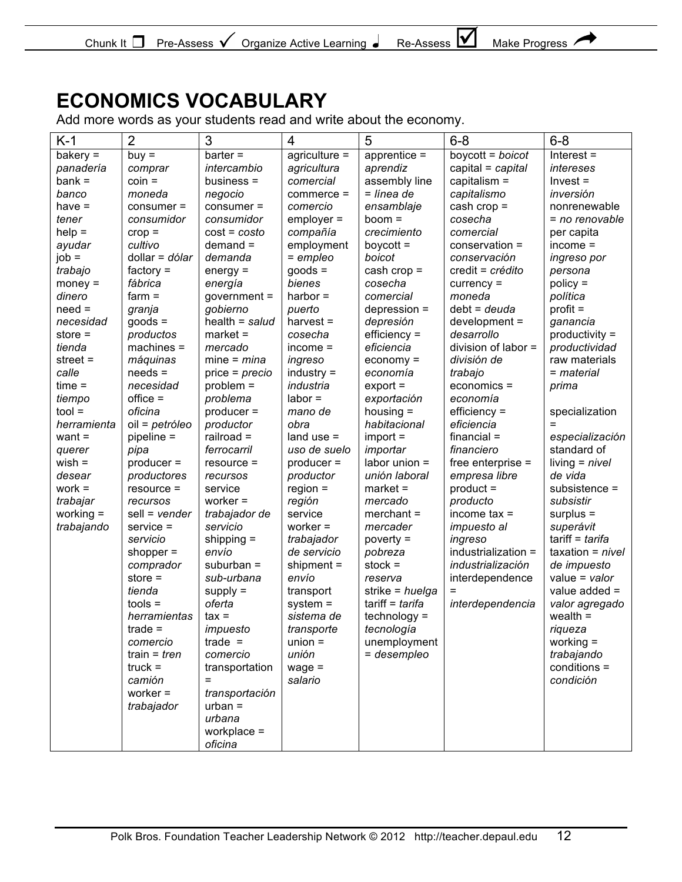# ECONOMICS VOCABULARY

Add more words as your students read and write about the economy.

| K-1 | 2 | 3 | 4 | 5 | 6-8 | 6-8 |
|---|---|---|---|---|---|---|
| bakery = *panadería* | buy = *comprar* | barter = *intercambio* | agriculture = *agricultura comercial* | apprentice = *aprendiz* | boycott = *boicot* | Interest = *intereses* |
| bank = *banco* | coin = *moneda* | business = *negocio* | commerce = *comercio* | assembly line = *línea de ensamblaje* | capital = *capital* | Invest = *inversión* |
| have = *tener* | consumer = *consumidor* | consumer = *consumidor* | employer = *compañía* | boom = *crecimiento* | capitalism = *capitalismo* | nonrenewable = *no renovable* |
| help = *ayudar* | crop = *cultivo* | cost = *costo* | employment = *empleo* | boycott = *boicot* | cash crop = *cosecha comercial* | per capita income = *ingreso por persona* |
| job = *trabajo* | dollar = *dólar* | demand = *demanda* | goods = *bienes* | cash crop = *cosecha comercial* | conservation = *conservación* | policy = *política* |
| money = *dinero* | factory = *fábrica* | energy = *energía* | harbor = *puerto* | depression = *depresión* | credit = *crédito* | profit = *ganancia* |
| need = *necesidad* | farm = *granja* | government = *gobierno* | harvest = *cosecha* | efficiency = *eficiencia* | currency = *moneda* | productivity = *productividad* |
| store = *tienda* | goods = *productos* | health = *salud* | income = *ingreso* | economy = *economía* | debt = *deuda* | raw materials = *material prima* |
| street = *calle* | machines = *máquinas* | market = *mercado* | industry = *industria* | export = *exportación* | development = *desarrollo* | specialization = *especialización* |
| time = *tiempo* | needs = *necesidad* | mine = *mina* | labor = *mano de obra* | housing = *habitacional* | division of labor = *división de trabajo* | standard of living = *nivel de vida* |
| tool = *herramienta* | office = *oficina* | price = *precio* | land use = *uso de suelo* | import = *importar* | economics = *economía* | subsistence = *subsistir* |
| want = *querer* | oil = *petróleo* | problem = *problema* | producer = *productor* | labor union = *unión laboral* | efficiency = *eficiencia* | surplus = *superávit* |
| wish = *desear* | pipeline = *pipa* | producer = *productor* | region = *región* | market = *mercado* | financial = *financiero* | tariff = *tarifa* |
| work = *trabajar* | producer = *productores* | railroad = *ferrocarril* | service worker = *trabajador de servicio* | merchant = *mercader* | free enterprise = *empresa libre* | taxation = *nivel de impuesto* |
| working = *trabajando* | resource = *recursos* | resource = *recursos* | shipment = *envío* | poverty = *pobreza* | product = *producto* | value = *valor* |
| | sell = *vender* | service worker = *trabajador de servicio* | transport system = *sistema de transporte* | stock = *reserva* | income tax = *impuesto al ingreso* | value added = *valor agregado* |
| | service = *servicio* | shipping = *envío* | union = *unión* | strike = *huelga* | industrialization = *industrialización* | wealth = *riqueza* |
| | shopper = *comprador* | suburban = *sub-urbana* | wage = *salario* | tariff = *tarifa* | interdependence = *interdependencia* | working = *trabajando* |
| | store = *tienda* | supply = *oferta* | | technology = *tecnología* | | conditions = *condición* |
| | tools = *herramientas* | tax = *impuesto* | | unemployment = *desempleo* | | |
| | trade = *comercio* | trade = *comercio* | | | | |
| | train = *tren* | transportation = *transportación* | | | | |
| | truck = *camión* | urban = *urbana* | | | | |
| | worker = *trabajador* | workplace = *oficina* | | | | |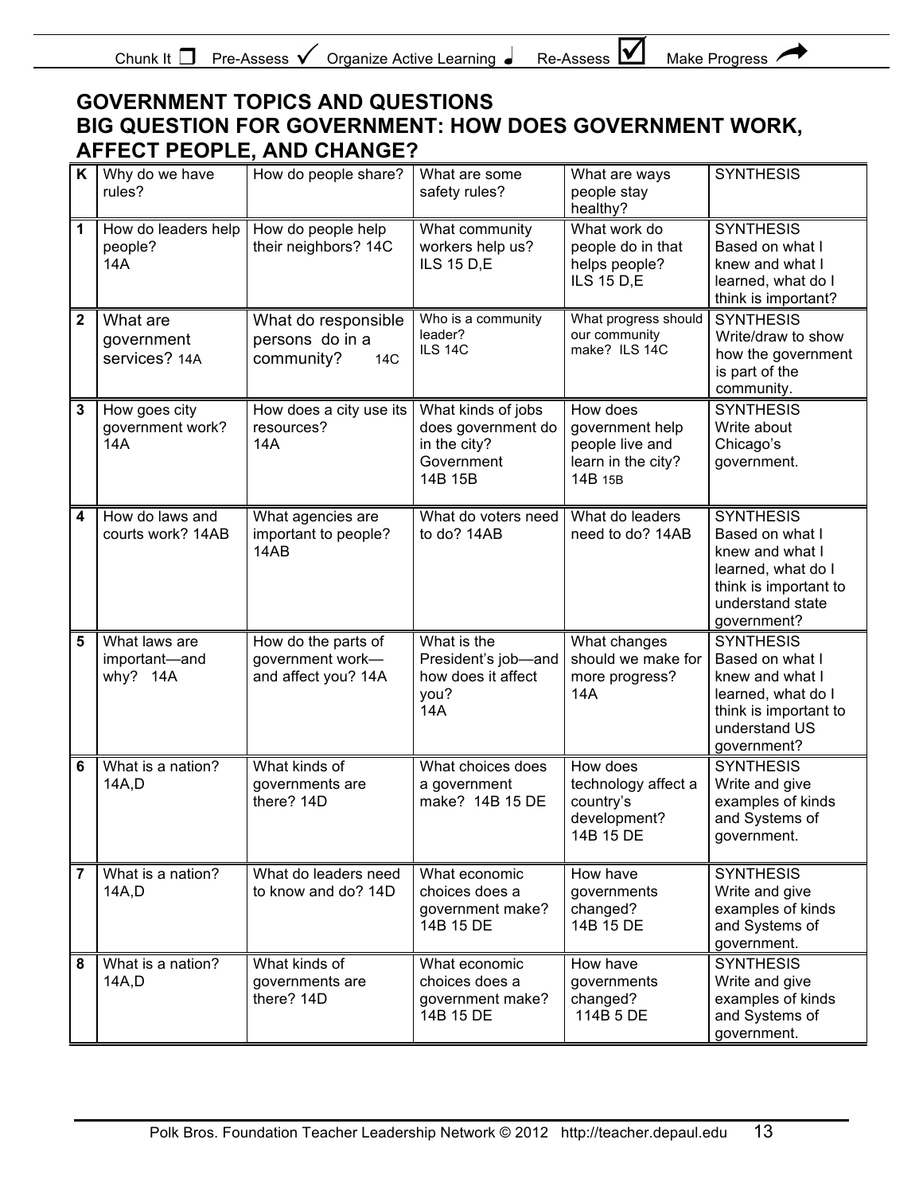Chunk It ❑ Pre-Assess ✓ Organize Active Learning ♩ Re-Assess ☑ Make Progress ➚

## GOVERNMENT TOPICS AND QUESTIONS
## BIG QUESTION FOR GOVERNMENT: HOW DOES GOVERNMENT WORK, AFFECT PEOPLE, AND CHANGE?

| K | Why do we have rules? | How do people share? | What are some safety rules? | What are ways people stay healthy? | SYNTHESIS |
|---|---|---|---|---|---|
| 1 | How do leaders help people? 14A | How do people help their neighbors? 14C | What community workers help us? ILS 15 D,E | What work do people do in that helps people? ILS 15 D,E | SYNTHESIS Based on what I knew and what I learned, what do I think is important? |
| 2 | What are government services? 14A | What do responsible persons do in a community? 14C | Who is a community leader? ILS 14C | What progress should our community make? ILS 14C | SYNTHESIS Write/draw to show how the government is part of the community. |
| 3 | How goes city government work? 14A | How does a city use its resources? 14A | What kinds of jobs does government do in the city? Government 14B 15B | How does government help people live and learn in the city? 14B 15B | SYNTHESIS Write about Chicago's government. |
| 4 | How do laws and courts work? 14AB | What agencies are important to people? 14AB | What do voters need to do? 14AB | What do leaders need to do? 14AB | SYNTHESIS Based on what I knew and what I learned, what do I think is important to understand state government? |
| 5 | What laws are important—and why? 14A | How do the parts of government work—and affect you? 14A | What is the President's job—and how does it affect you? 14A | What changes should we make for more progress? 14A | SYNTHESIS Based on what I knew and what I learned, what do I think is important to understand US government? |
| 6 | What is a nation? 14A,D | What kinds of governments are there? 14D | What choices does a government make? 14B 15 DE | How does technology affect a country's development? 14B 15 DE | SYNTHESIS Write and give examples of kinds and Systems of government. |
| 7 | What is a nation? 14A,D | What do leaders need to know and do? 14D | What economic choices does a government make? 14B 15 DE | How have governments changed? 14B 15 DE | SYNTHESIS Write and give examples of kinds and Systems of government. |
| 8 | What is a nation? 14A,D | What kinds of governments are there? 14D | What economic choices does a government make? 14B 15 DE | How have governments changed? 114B 5 DE | SYNTHESIS Write and give examples of kinds and Systems of government. |

Polk Bros. Foundation Teacher Leadership Network © 2012 http://teacher.depaul.edu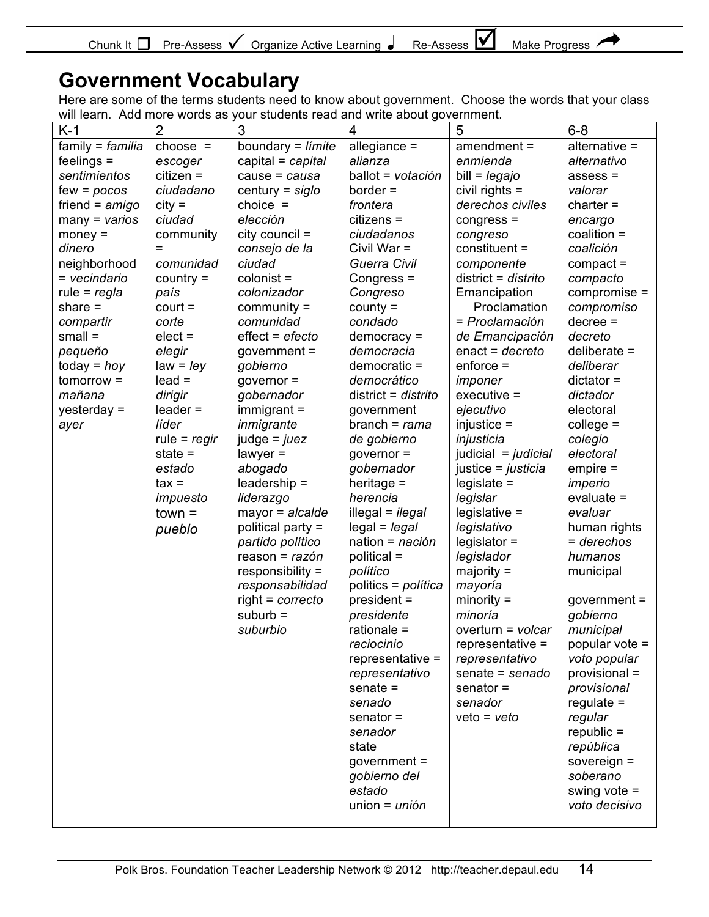# Government Vocabulary

Here are some of the terms students need to know about government. Choose the words that your class will learn. Add more words as your students read and write about government.

| K-1 | 2 | 3 | 4 | 5 | 6-8 |
|---|---|---|---|---|---|
| family = *familia* | choose = *escoger* | boundary = *límite* | allegiance = *alianza* | amendment = *enmienda* | alternative = *alternativo* |
| feelings = *sentimientos* | citizen = *ciudadano* | capital = *capital* | ballot = *votación* | bill = *legajo* | assess = *valorar* |
| few = *pocos* | city = *ciudad* | cause = *causa* | border = *frontera* | civil rights = *derechos civiles* | charter = *encargo* |
| friend = *amigo* | community = *comunidad* | century = *siglo* | citizens = *ciudadanos* | congress = *congreso* | coalition = *coalición* |
| many = *varios* | country = *país* | choice = *elección* | Civil War = *Guerra Civil* | constituent = *componente* | compact = *compacto* |
| money = *dinero* | court = *corte* | city council = *consejo de la ciudad* | Congress = *Congreso* | district = *distrito* | compromise = *compromiso* |
| neighborhood = *vecindario* | elect = *elegir* | colonist = *colonizador* | county = *condado* | Emancipation Proclamation = *Proclamación de Emancipación* | decree = *decreto* |
| rule = *regla* | law = *ley* | community = *comunidad* | democracy = *democracia* | enact = *decreto* | deliberate = *deliberar* |
| share = *compartir* | lead = *dirigir* | effect = *efecto* | democratic = *democrático* | enforce = *imponer* | dictator = *dictador* |
| small = *pequeño* | leader = *líder* | government = *gobierno* | district = *distrito* | executive = *ejecutivo* | electoral college = *colegio electoral* |
| today = *hoy* | rule = *regir* | governor = *gobernador* | government branch = *rama de gobierno* | injustice = *injusticia* | empire = *imperio* |
| tomorrow = *mañana* | state = *estado* | immigrant = *inmigrante* | governor = *gobernador* | judicial = *judicial* | evaluate = *evaluar* |
| yesterday = *ayer* | tax = *impuesto* | judge = *juez* | heritage = *herencia* | justice = *justicia* | human rights = *derechos humanos* |
| | town = *pueblo* | lawyer = *abogado* | illegal = *ilegal* | legislate = *legislar* | municipal government = *gobierno municipal* |
| | | leadership = *liderazgo* | legal = *legal* | legislative = *legislativo* | popular vote = *voto popular* |
| | | mayor = *alcalde* | nation = *nación* | legislator = *legislador* | provisional = *provisional* |
| | | political party = *partido político* | political = *político* | majority = *mayoría* | regulate = *regular* |
| | | reason = *razón* | politics = *política* | minority = *minoría* | republic = *república* |
| | | responsibility = *responsabilidad* | president = *presidente* | overturn = *volcar* | sovereign = *soberano* |
| | | right = *correcto* | rationale = *raciocinio* | representative = *representativo* | swing vote = *voto decisivo* |
| | | suburb = *suburbio* | representative = *representativo* | senate = *senado* | |
| | | | senate = *senado* | senator = *senador* | |
| | | | senator = *senador* | veto = *veto* | |
| | | | state government = *gobierno del estado* | | |
| | | | union = *unión* | | |